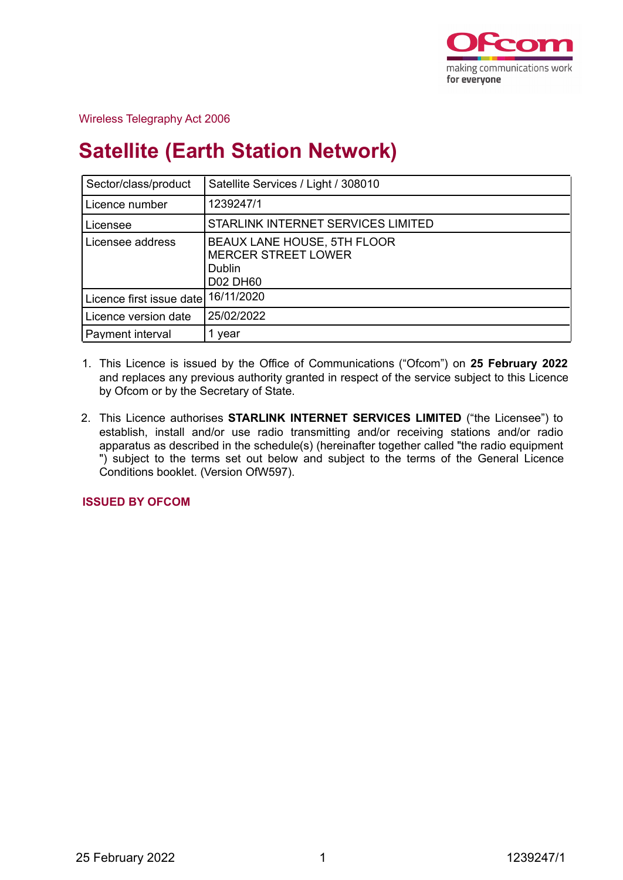Wireless Telegraphy Act 2006

# Satellite (Earth Station Network)

| Sector/class/product | Satellite Services / Light / 308010 |
|---|---|
| Licence number | 1239247/1 |
| Licensee | STARLINK INTERNET SERVICES LIMITED |
| Licensee address | BEAUX LANE HOUSE, 5TH FLOOR<br>MERCER STREET LOWER<br>Dublin<br>D02 DH60 |
| Licence first issue date | 16/11/2020 |
| Licence version date | 25/02/2022 |
| Payment interval | 1 year |

1. This Licence is issued by the Office of Communications (“Ofcom”) on **25 February 2022** and replaces any previous authority granted in respect of the service subject to this Licence by Ofcom or by the Secretary of State.

2. This Licence authorises **STARLINK INTERNET SERVICES LIMITED** (“the Licensee”) to establish, install and/or use radio transmitting and/or receiving stations and/or radio apparatus as described in the schedule(s) (hereinafter together called "the radio equipment ") subject to the terms set out below and subject to the terms of the General Licence Conditions booklet. (Version OfW597).

**ISSUED BY OFCOM**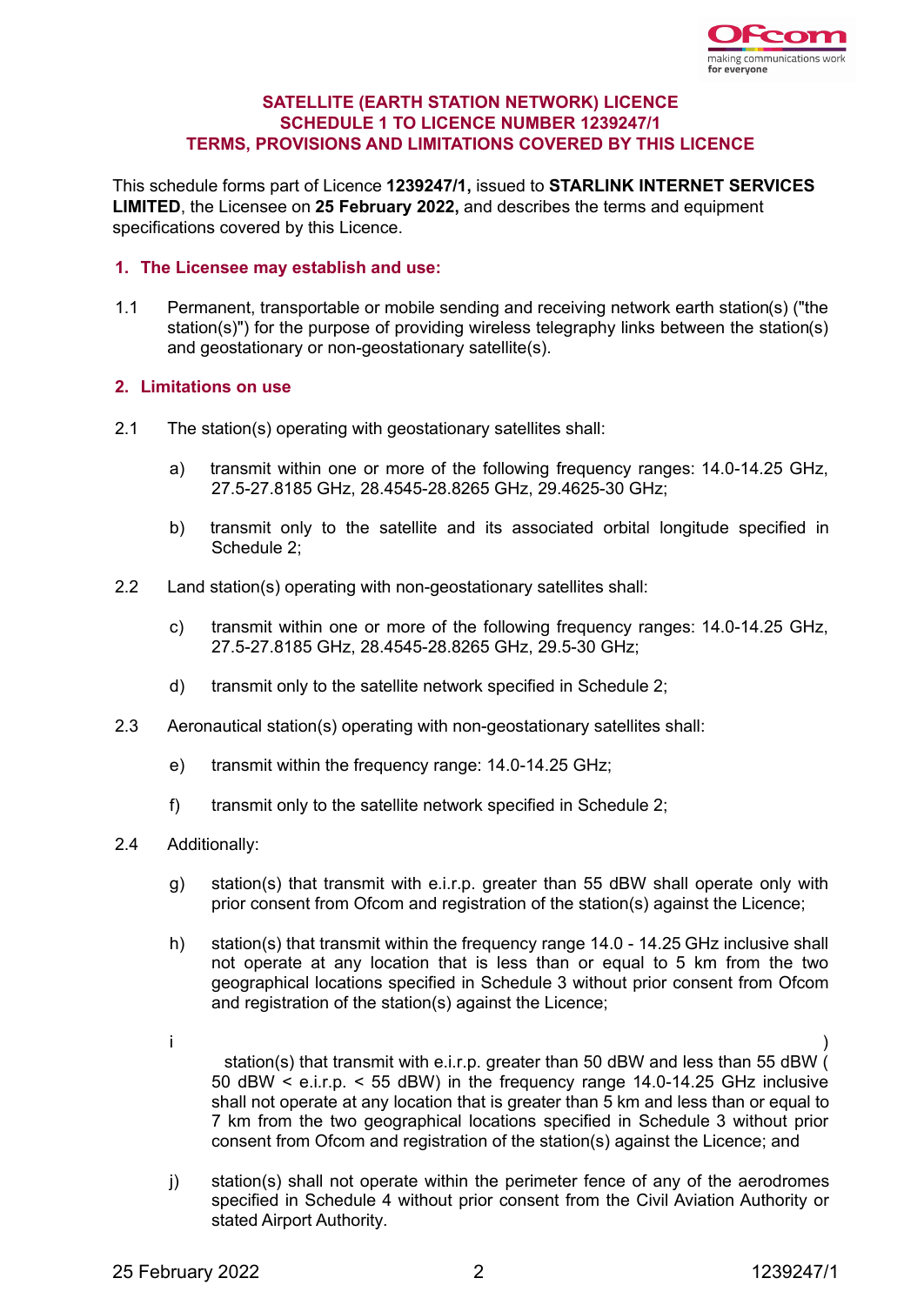**SATELLITE (EARTH STATION NETWORK) LICENCE**
**SCHEDULE 1 TO LICENCE NUMBER 1239247/1**
**TERMS, PROVISIONS AND LIMITATIONS COVERED BY THIS LICENCE**

This schedule forms part of Licence **1239247/1,** issued to **STARLINK INTERNET SERVICES LIMITED**, the Licensee on **25 February 2022,** and describes the terms and equipment specifications covered by this Licence.

## 1. The Licensee may establish and use:

1.1 Permanent, transportable or mobile sending and receiving network earth station(s) ("the station(s)") for the purpose of providing wireless telegraphy links between the station(s) and geostationary or non-geostationary satellite(s).

## 2. Limitations on use

2.1 The station(s) operating with geostationary satellites shall:

a) transmit within one or more of the following frequency ranges: 14.0-14.25 GHz, 27.5-27.8185 GHz, 28.4545-28.8265 GHz, 29.4625-30 GHz;

b) transmit only to the satellite and its associated orbital longitude specified in Schedule 2;

2.2 Land station(s) operating with non-geostationary satellites shall:

c) transmit within one or more of the following frequency ranges: 14.0-14.25 GHz, 27.5-27.8185 GHz, 28.4545-28.8265 GHz, 29.5-30 GHz;

d) transmit only to the satellite network specified in Schedule 2;

2.3 Aeronautical station(s) operating with non-geostationary satellites shall:

e) transmit within the frequency range: 14.0-14.25 GHz;

f) transmit only to the satellite network specified in Schedule 2;

2.4 Additionally:

g) station(s) that transmit with e.i.r.p. greater than 55 dBW shall operate only with prior consent from Ofcom and registration of the station(s) against the Licence;

h) station(s) that transmit within the frequency range 14.0 - 14.25 GHz inclusive shall not operate at any location that is less than or equal to 5 km from the two geographical locations specified in Schedule 3 without prior consent from Ofcom and registration of the station(s) against the Licence;

i) station(s) that transmit with e.i.r.p. greater than 50 dBW and less than 55 dBW ( 50 dBW < e.i.r.p. < 55 dBW) in the frequency range 14.0-14.25 GHz inclusive shall not operate at any location that is greater than 5 km and less than or equal to 7 km from the two geographical locations specified in Schedule 3 without prior consent from Ofcom and registration of the station(s) against the Licence; and

j) station(s) shall not operate within the perimeter fence of any of the aerodromes specified in Schedule 4 without prior consent from the Civil Aviation Authority or stated Airport Authority.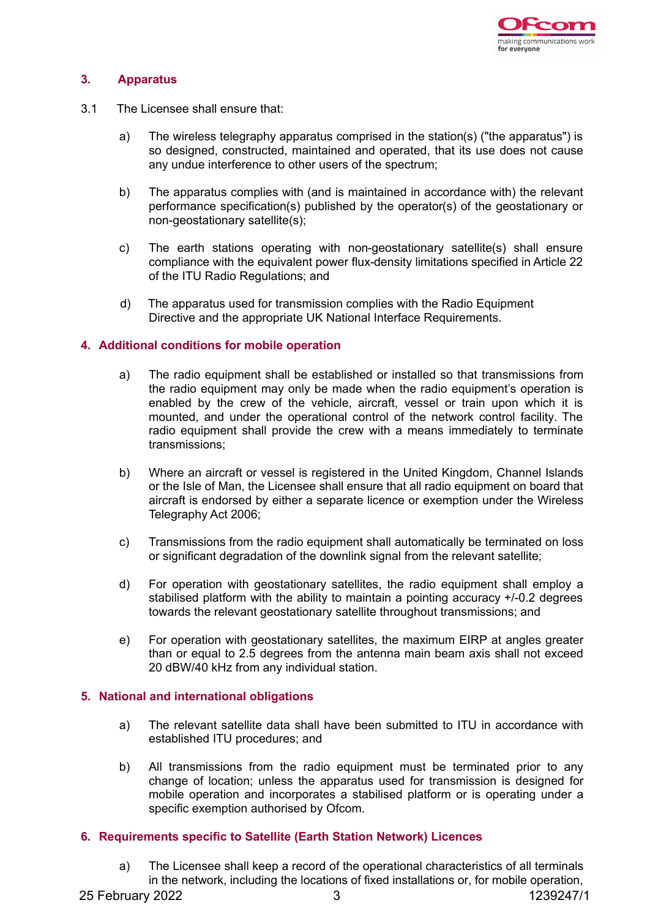## 3. Apparatus

3.1 The Licensee shall ensure that:

a) The wireless telegraphy apparatus comprised in the station(s) ("the apparatus") is so designed, constructed, maintained and operated, that its use does not cause any undue interference to other users of the spectrum;

b) The apparatus complies with (and is maintained in accordance with) the relevant performance specification(s) published by the operator(s) of the geostationary or non-geostationary satellite(s);

c) The earth stations operating with non-geostationary satellite(s) shall ensure compliance with the equivalent power flux-density limitations specified in Article 22 of the ITU Radio Regulations; and

d) The apparatus used for transmission complies with the Radio Equipment Directive and the appropriate UK National Interface Requirements.

## 4. Additional conditions for mobile operation

a) The radio equipment shall be established or installed so that transmissions from the radio equipment may only be made when the radio equipment's operation is enabled by the crew of the vehicle, aircraft, vessel or train upon which it is mounted, and under the operational control of the network control facility. The radio equipment shall provide the crew with a means immediately to terminate transmissions;

b) Where an aircraft or vessel is registered in the United Kingdom, Channel Islands or the Isle of Man, the Licensee shall ensure that all radio equipment on board that aircraft is endorsed by either a separate licence or exemption under the Wireless Telegraphy Act 2006;

c) Transmissions from the radio equipment shall automatically be terminated on loss or significant degradation of the downlink signal from the relevant satellite;

d) For operation with geostationary satellites, the radio equipment shall employ a stabilised platform with the ability to maintain a pointing accuracy +/-0.2 degrees towards the relevant geostationary satellite throughout transmissions; and

e) For operation with geostationary satellites, the maximum EIRP at angles greater than or equal to 2.5 degrees from the antenna main beam axis shall not exceed 20 dBW/40 kHz from any individual station.

## 5. National and international obligations

a) The relevant satellite data shall have been submitted to ITU in accordance with established ITU procedures; and

b) All transmissions from the radio equipment must be terminated prior to any change of location; unless the apparatus used for transmission is designed for mobile operation and incorporates a stabilised platform or is operating under a specific exemption authorised by Ofcom.

## 6. Requirements specific to Satellite (Earth Station Network) Licences

a) The Licensee shall keep a record of the operational characteristics of all terminals in the network, including the locations of fixed installations or, for mobile operation,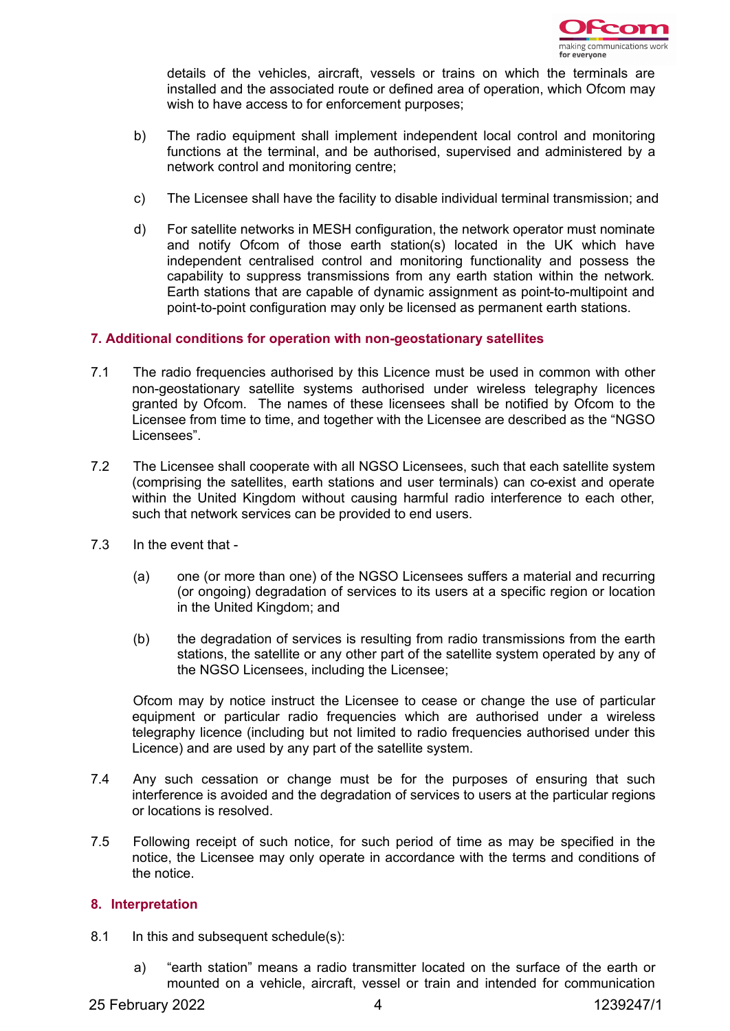details of the vehicles, aircraft, vessels or trains on which the terminals are installed and the associated route or defined area of operation, which Ofcom may wish to have access to for enforcement purposes;

b) The radio equipment shall implement independent local control and monitoring functions at the terminal, and be authorised, supervised and administered by a network control and monitoring centre;

c) The Licensee shall have the facility to disable individual terminal transmission; and

d) For satellite networks in MESH configuration, the network operator must nominate and notify Ofcom of those earth station(s) located in the UK which have independent centralised control and monitoring functionality and possess the capability to suppress transmissions from any earth station within the network. Earth stations that are capable of dynamic assignment as point-to-multipoint and point-to-point configuration may only be licensed as permanent earth stations.

## 7. Additional conditions for operation with non-geostationary satellites

7.1 The radio frequencies authorised by this Licence must be used in common with other non-geostationary satellite systems authorised under wireless telegraphy licences granted by Ofcom. The names of these licensees shall be notified by Ofcom to the Licensee from time to time, and together with the Licensee are described as the "NGSO Licensees".

7.2 The Licensee shall cooperate with all NGSO Licensees, such that each satellite system (comprising the satellites, earth stations and user terminals) can co-exist and operate within the United Kingdom without causing harmful radio interference to each other, such that network services can be provided to end users.

7.3 In the event that -

(a) one (or more than one) of the NGSO Licensees suffers a material and recurring (or ongoing) degradation of services to its users at a specific region or location in the United Kingdom; and

(b) the degradation of services is resulting from radio transmissions from the earth stations, the satellite or any other part of the satellite system operated by any of the NGSO Licensees, including the Licensee;

Ofcom may by notice instruct the Licensee to cease or change the use of particular equipment or particular radio frequencies which are authorised under a wireless telegraphy licence (including but not limited to radio frequencies authorised under this Licence) and are used by any part of the satellite system.

7.4 Any such cessation or change must be for the purposes of ensuring that such interference is avoided and the degradation of services to users at the particular regions or locations is resolved.

7.5 Following receipt of such notice, for such period of time as may be specified in the notice, the Licensee may only operate in accordance with the terms and conditions of the notice.

## 8. Interpretation

8.1 In this and subsequent schedule(s):

a) "earth station" means a radio transmitter located on the surface of the earth or mounted on a vehicle, aircraft, vessel or train and intended for communication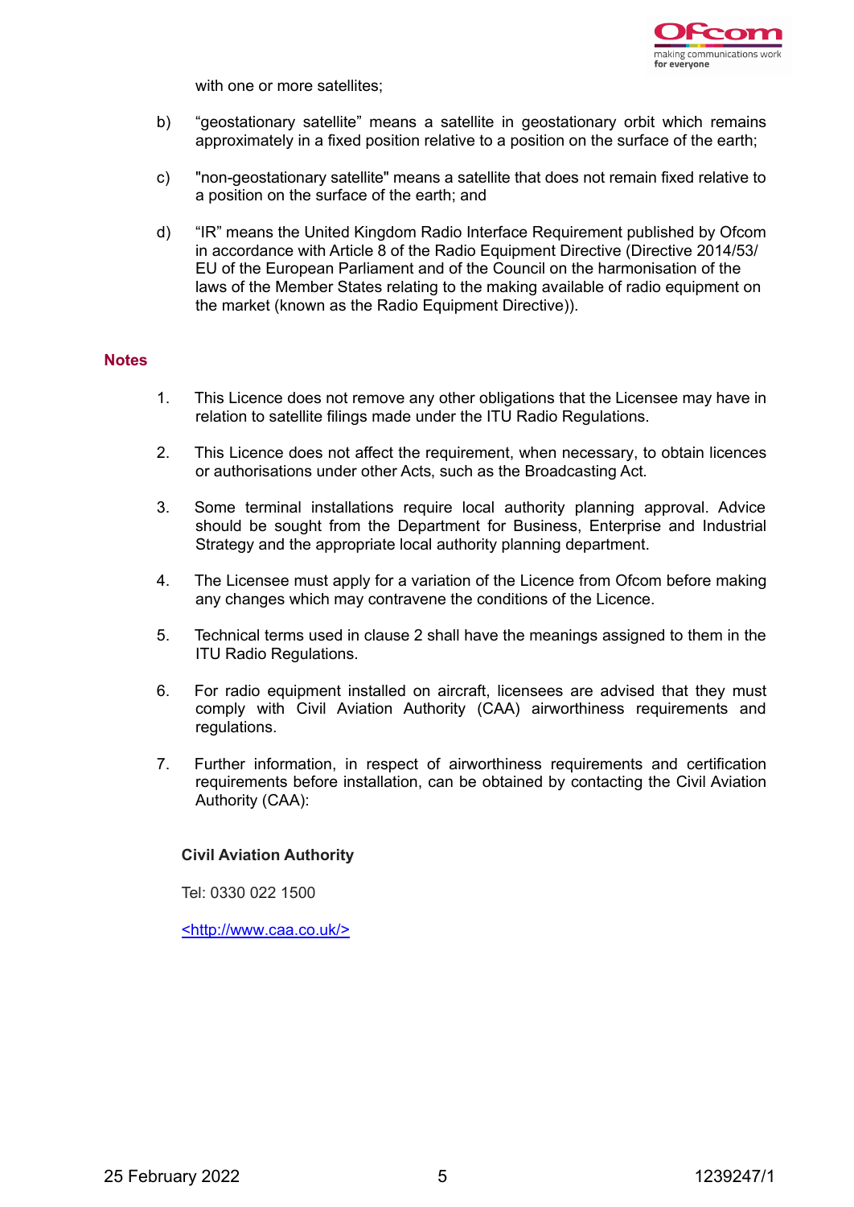with one or more satellites;

b) “geostationary satellite” means a satellite in geostationary orbit which remains approximately in a fixed position relative to a position on the surface of the earth;

c) "non-geostationary satellite" means a satellite that does not remain fixed relative to a position on the surface of the earth; and

d) “IR” means the United Kingdom Radio Interface Requirement published by Ofcom in accordance with Article 8 of the Radio Equipment Directive (Directive 2014/53/ EU of the European Parliament and of the Council on the harmonisation of the laws of the Member States relating to the making available of radio equipment on the market (known as the Radio Equipment Directive)).

## Notes

1. This Licence does not remove any other obligations that the Licensee may have in relation to satellite filings made under the ITU Radio Regulations.

2. This Licence does not affect the requirement, when necessary, to obtain licences or authorisations under other Acts, such as the Broadcasting Act.

3. Some terminal installations require local authority planning approval. Advice should be sought from the Department for Business, Enterprise and Industrial Strategy and the appropriate local authority planning department.

4. The Licensee must apply for a variation of the Licence from Ofcom before making any changes which may contravene the conditions of the Licence.

5. Technical terms used in clause 2 shall have the meanings assigned to them in the ITU Radio Regulations.

6. For radio equipment installed on aircraft, licensees are advised that they must comply with Civil Aviation Authority (CAA) airworthiness requirements and regulations.

7. Further information, in respect of airworthiness requirements and certification requirements before installation, can be obtained by contacting the Civil Aviation Authority (CAA):

**Civil Aviation Authority**

Tel: 0330 022 1500

<http://www.caa.co.uk/>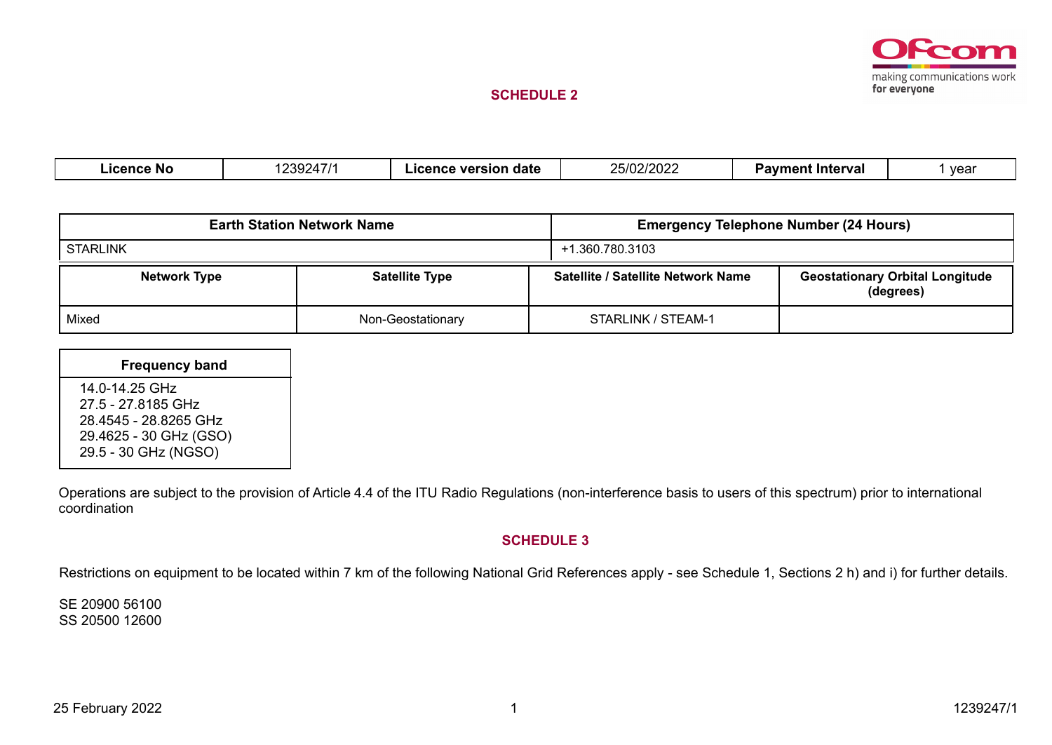## SCHEDULE 2

| Licence No | 1239247/1 | Licence version date | 25/02/2022 | Payment Interval | 1 year |
|---|---|---|---|---|---|

| Earth Station Network Name | Emergency Telephone Number (24 Hours) |
|---|---|
| STARLINK | +1.360.780.3103 |

| Network Type | Satellite Type | Satellite / Satellite Network Name | Geostationary Orbital Longitude (degrees) |
|---|---|---|---|
| Mixed | Non-Geostationary | STARLINK / STEAM-1 | |

| Frequency band |
|---|
| 14.0-14.25 GHz<br>27.5 - 27.8185 GHz<br>28.4545 - 28.8265 GHz<br>29.4625 - 30 GHz (GSO)<br>29.5 - 30 GHz (NGSO) |

Operations are subject to the provision of Article 4.4 of the ITU Radio Regulations (non-interference basis to users of this spectrum) prior to international coordination

## SCHEDULE 3

Restrictions on equipment to be located within 7 km of the following National Grid References apply - see Schedule 1, Sections 2 h) and i) for further details.

SE 20900 56100
SS 20500 12600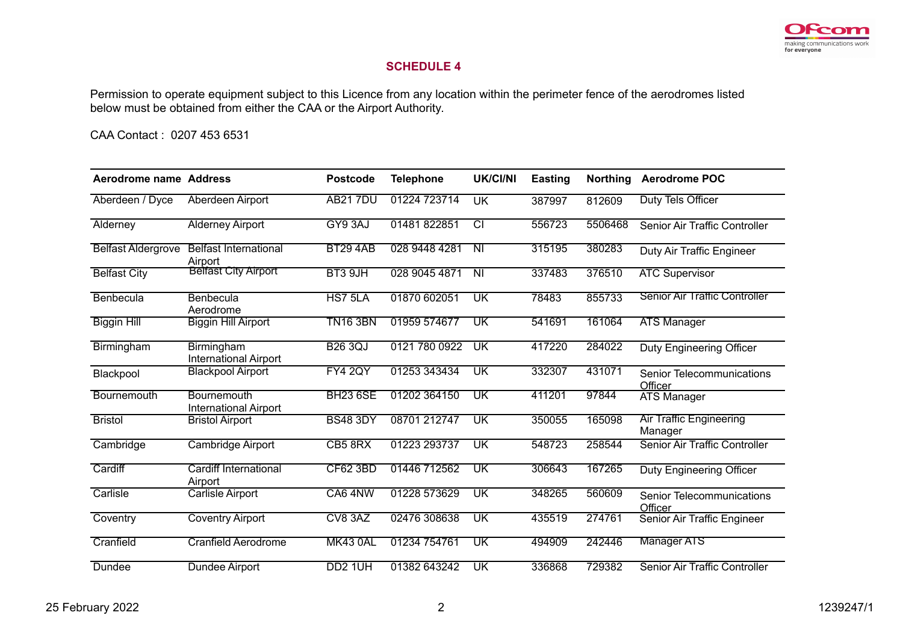## SCHEDULE 4

Permission to operate equipment subject to this Licence from any location within the perimeter fence of the aerodromes listed below must be obtained from either the CAA or the Airport Authority.

CAA Contact : 0207 453 6531

| Aerodrome name | Address | Postcode | Telephone | UK/CI/NI | Easting | Northing | Aerodrome POC |
|---|---|---|---|---|---|---|---|
| Aberdeen / Dyce | Aberdeen Airport | AB21 7DU | 01224 723714 | UK | 387997 | 812609 | Duty Tels Officer |
| Alderney | Alderney Airport | GY9 3AJ | 01481 822851 | CI | 556723 | 5506468 | Senior Air Traffic Controller |
| Belfast Aldergrove | Belfast International Airport | BT29 4AB | 028 9448 4281 | NI | 315195 | 380283 | Duty Air Traffic Engineer |
| Belfast City | Belfast City Airport | BT3 9JH | 028 9045 4871 | NI | 337483 | 376510 | ATC Supervisor |
| Benbecula | Benbecula Aerodrome | HS7 5LA | 01870 602051 | UK | 78483 | 855733 | Senior Air Traffic Controller |
| Biggin Hill | Biggin Hill Airport | TN16 3BN | 01959 574677 | UK | 541691 | 161064 | ATS Manager |
| Birmingham | Birmingham International Airport | B26 3QJ | 0121 780 0922 | UK | 417220 | 284022 | Duty Engineering Officer |
| Blackpool | Blackpool Airport | FY4 2QY | 01253 343434 | UK | 332307 | 431071 | Senior Telecommunications Officer |
| Bournemouth | Bournemouth International Airport | BH23 6SE | 01202 364150 | UK | 411201 | 97844 | ATS Manager |
| Bristol | Bristol Airport | BS48 3DY | 08701 212747 | UK | 350055 | 165098 | Air Traffic Engineering Manager |
| Cambridge | Cambridge Airport | CB5 8RX | 01223 293737 | UK | 548723 | 258544 | Senior Air Traffic Controller |
| Cardiff | Cardiff International Airport | CF62 3BD | 01446 712562 | UK | 306643 | 167265 | Duty Engineering Officer |
| Carlisle | Carlisle Airport | CA6 4NW | 01228 573629 | UK | 348265 | 560609 | Senior Telecommunications Officer |
| Coventry | Coventry Airport | CV8 3AZ | 02476 308638 | UK | 435519 | 274761 | Senior Air Traffic Engineer |
| Cranfield | Cranfield Aerodrome | MK43 0AL | 01234 754761 | UK | 494909 | 242446 | Manager ATS |
| Dundee | Dundee Airport | DD2 1UH | 01382 643242 | UK | 336868 | 729382 | Senior Air Traffic Controller |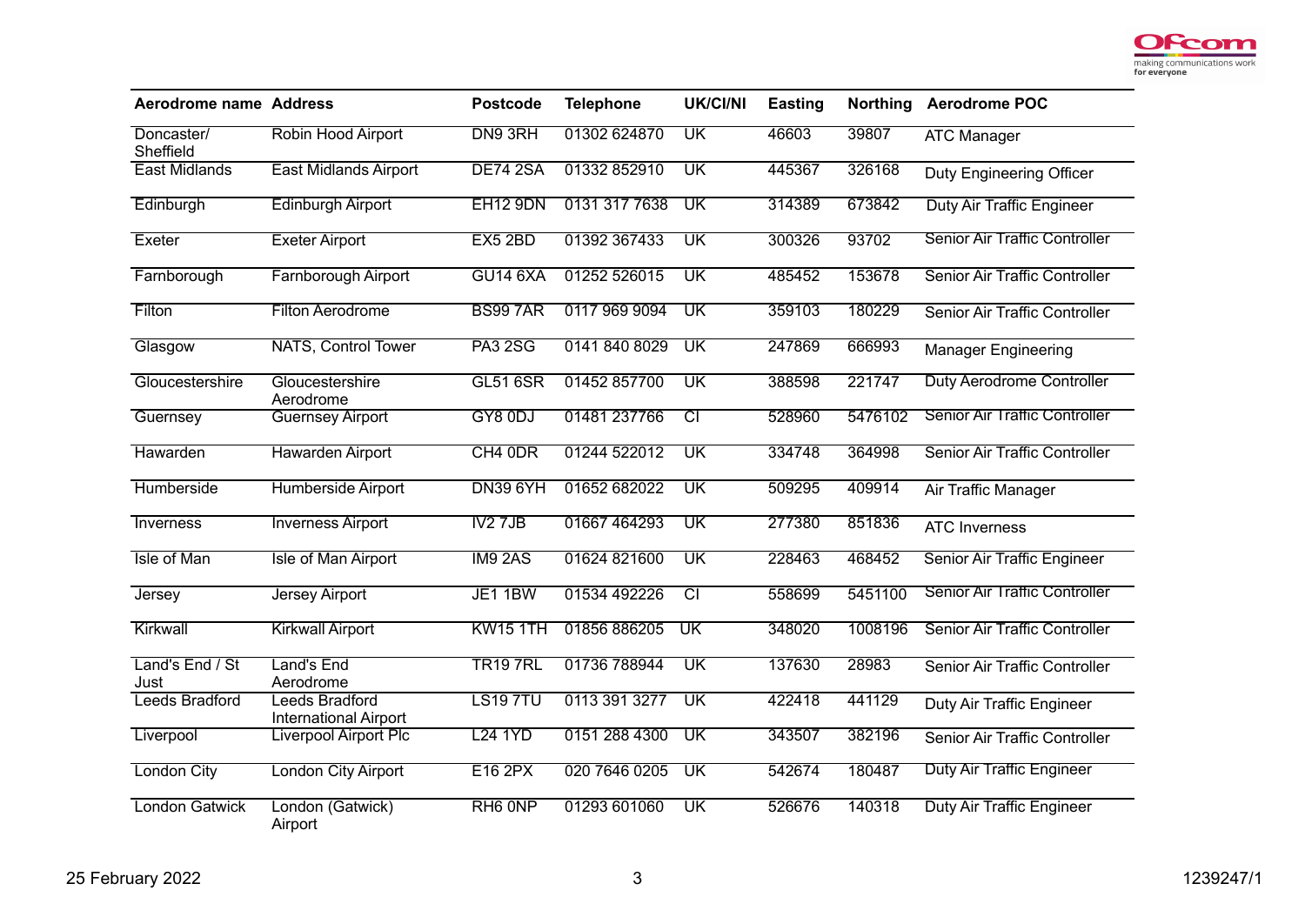| Aerodrome name | Address | Postcode | Telephone | UK/CI/NI | Easting | Northing | Aerodrome POC |
|---|---|---|---|---|---|---|---|
| Doncaster/ Sheffield | Robin Hood Airport | DN9 3RH | 01302 624870 | UK | 46603 | 39807 | ATC Manager |
| East Midlands | East Midlands Airport | DE74 2SA | 01332 852910 | UK | 445367 | 326168 | Duty Engineering Officer |
| Edinburgh | Edinburgh Airport | EH12 9DN | 0131 317 7638 | UK | 314389 | 673842 | Duty Air Traffic Engineer |
| Exeter | Exeter Airport | EX5 2BD | 01392 367433 | UK | 300326 | 93702 | Senior Air Traffic Controller |
| Farnborough | Farnborough Airport | GU14 6XA | 01252 526015 | UK | 485452 | 153678 | Senior Air Traffic Controller |
| Filton | Filton Aerodrome | BS99 7AR | 0117 969 9094 | UK | 359103 | 180229 | Senior Air Traffic Controller |
| Glasgow | NATS, Control Tower | PA3 2SG | 0141 840 8029 | UK | 247869 | 666993 | Manager Engineering |
| Gloucestershire | Gloucestershire Aerodrome | GL51 6SR | 01452 857700 | UK | 388598 | 221747 | Duty Aerodrome Controller |
| Guernsey | Guernsey Airport | GY8 0DJ | 01481 237766 | CI | 528960 | 5476102 | Senior Air Traffic Controller |
| Hawarden | Hawarden Airport | CH4 0DR | 01244 522012 | UK | 334748 | 364998 | Senior Air Traffic Controller |
| Humberside | Humberside Airport | DN39 6YH | 01652 682022 | UK | 509295 | 409914 | Air Traffic Manager |
| Inverness | Inverness Airport | IV2 7JB | 01667 464293 | UK | 277380 | 851836 | ATC Inverness |
| Isle of Man | Isle of Man Airport | IM9 2AS | 01624 821600 | UK | 228463 | 468452 | Senior Air Traffic Engineer |
| Jersey | Jersey Airport | JE1 1BW | 01534 492226 | CI | 558699 | 5451100 | Senior Air Traffic Controller |
| Kirkwall | Kirkwall Airport | KW15 1TH | 01856 886205 | UK | 348020 | 1008196 | Senior Air Traffic Controller |
| Land's End / St Just | Land's End Aerodrome | TR19 7RL | 01736 788944 | UK | 137630 | 28983 | Senior Air Traffic Controller |
| Leeds Bradford | Leeds Bradford International Airport | LS19 7TU | 0113 391 3277 | UK | 422418 | 441129 | Duty Air Traffic Engineer |
| Liverpool | Liverpool Airport Plc | L24 1YD | 0151 288 4300 | UK | 343507 | 382196 | Senior Air Traffic Controller |
| London City | London City Airport | E16 2PX | 020 7646 0205 | UK | 542674 | 180487 | Duty Air Traffic Engineer |
| London Gatwick | London (Gatwick) Airport | RH6 0NP | 01293 601060 | UK | 526676 | 140318 | Duty Air Traffic Engineer |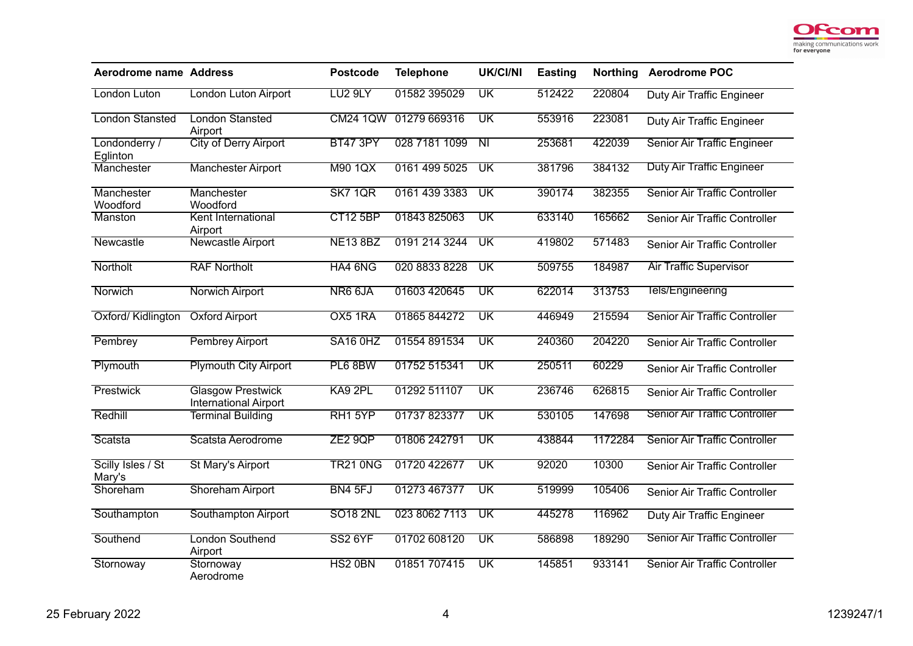| Aerodrome name | Address | Postcode | Telephone | UK/CI/NI | Easting | Northing | Aerodrome POC |
|---|---|---|---|---|---|---|---|
| London Luton | London Luton Airport | LU2 9LY | 01582 395029 | UK | 512422 | 220804 | Duty Air Traffic Engineer |
| London Stansted | London Stansted Airport | CM24 1QW | 01279 669316 | UK | 553916 | 223081 | Duty Air Traffic Engineer |
| Londonderry / Eglinton | City of Derry Airport | BT47 3PY | 028 7181 1099 | NI | 253681 | 422039 | Senior Air Traffic Engineer |
| Manchester | Manchester Airport | M90 1QX | 0161 499 5025 | UK | 381796 | 384132 | Duty Air Traffic Engineer |
| Manchester Woodford | Manchester Woodford | SK7 1QR | 0161 439 3383 | UK | 390174 | 382355 | Senior Air Traffic Controller |
| Manston | Kent International Airport | CT12 5BP | 01843 825063 | UK | 633140 | 165662 | Senior Air Traffic Controller |
| Newcastle | Newcastle Airport | NE13 8BZ | 0191 214 3244 | UK | 419802 | 571483 | Senior Air Traffic Controller |
| Northolt | RAF Northolt | HA4 6NG | 020 8833 8228 | UK | 509755 | 184987 | Air Traffic Supervisor |
| Norwich | Norwich Airport | NR6 6JA | 01603 420645 | UK | 622014 | 313753 | Tels/Engineering |
| Oxford/ Kidlington | Oxford Airport | OX5 1RA | 01865 844272 | UK | 446949 | 215594 | Senior Air Traffic Controller |
| Pembrey | Pembrey Airport | SA16 0HZ | 01554 891534 | UK | 240360 | 204220 | Senior Air Traffic Controller |
| Plymouth | Plymouth City Airport | PL6 8BW | 01752 515341 | UK | 250511 | 60229 | Senior Air Traffic Controller |
| Prestwick | Glasgow Prestwick International Airport | KA9 2PL | 01292 511107 | UK | 236746 | 626815 | Senior Air Traffic Controller |
| Redhill | Terminal Building | RH1 5YP | 01737 823377 | UK | 530105 | 147698 | Senior Air Traffic Controller |
| Scatsta | Scatsta Aerodrome | ZE2 9QP | 01806 242791 | UK | 438844 | 1172284 | Senior Air Traffic Controller |
| Scilly Isles / St Mary's | St Mary's Airport | TR21 0NG | 01720 422677 | UK | 92020 | 10300 | Senior Air Traffic Controller |
| Shoreham | Shoreham Airport | BN4 5FJ | 01273 467377 | UK | 519999 | 105406 | Senior Air Traffic Controller |
| Southampton | Southampton Airport | SO18 2NL | 023 8062 7113 | UK | 445278 | 116962 | Duty Air Traffic Engineer |
| Southend | London Southend Airport | SS2 6YF | 01702 608120 | UK | 586898 | 189290 | Senior Air Traffic Controller |
| Stornoway | Stornoway Aerodrome | HS2 0BN | 01851 707415 | UK | 145851 | 933141 | Senior Air Traffic Controller |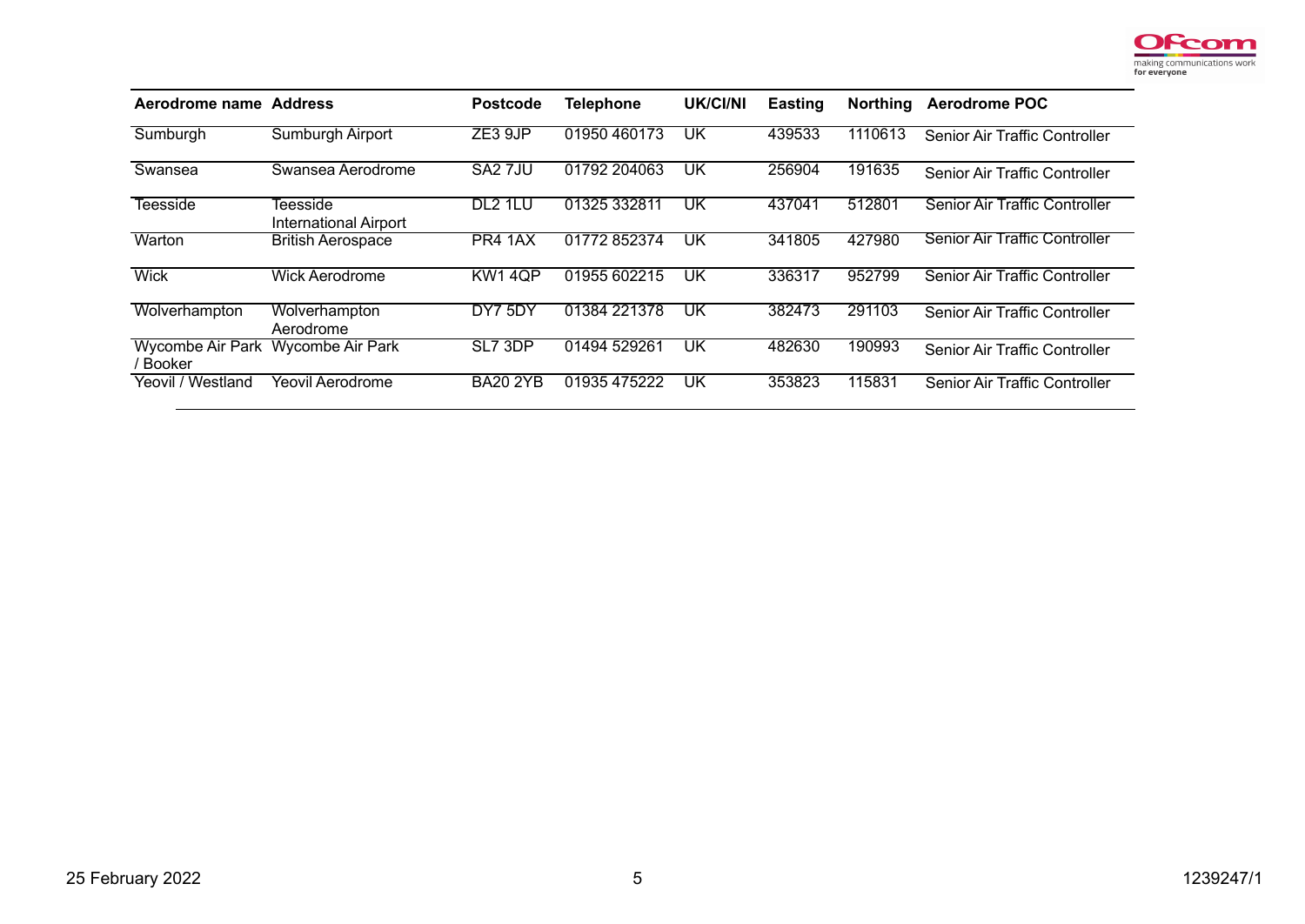| Aerodrome name | Address | Postcode | Telephone | UK/CI/NI | Easting | Northing | Aerodrome POC |
|---|---|---|---|---|---|---|---|
| Sumburgh | Sumburgh Airport | ZE3 9JP | 01950 460173 | UK | 439533 | 1110613 | Senior Air Traffic Controller |
| Swansea | Swansea Aerodrome | SA2 7JU | 01792 204063 | UK | 256904 | 191635 | Senior Air Traffic Controller |
| Teesside | Teesside International Airport | DL2 1LU | 01325 332811 | UK | 437041 | 512801 | Senior Air Traffic Controller |
| Warton | British Aerospace | PR4 1AX | 01772 852374 | UK | 341805 | 427980 | Senior Air Traffic Controller |
| Wick | Wick Aerodrome | KW1 4QP | 01955 602215 | UK | 336317 | 952799 | Senior Air Traffic Controller |
| Wolverhampton | Wolverhampton Aerodrome | DY7 5DY | 01384 221378 | UK | 382473 | 291103 | Senior Air Traffic Controller |
| Wycombe Air Park / Booker | Wycombe Air Park | SL7 3DP | 01494 529261 | UK | 482630 | 190993 | Senior Air Traffic Controller |
| Yeovil / Westland | Yeovil Aerodrome | BA20 2YB | 01935 475222 | UK | 353823 | 115831 | Senior Air Traffic Controller |